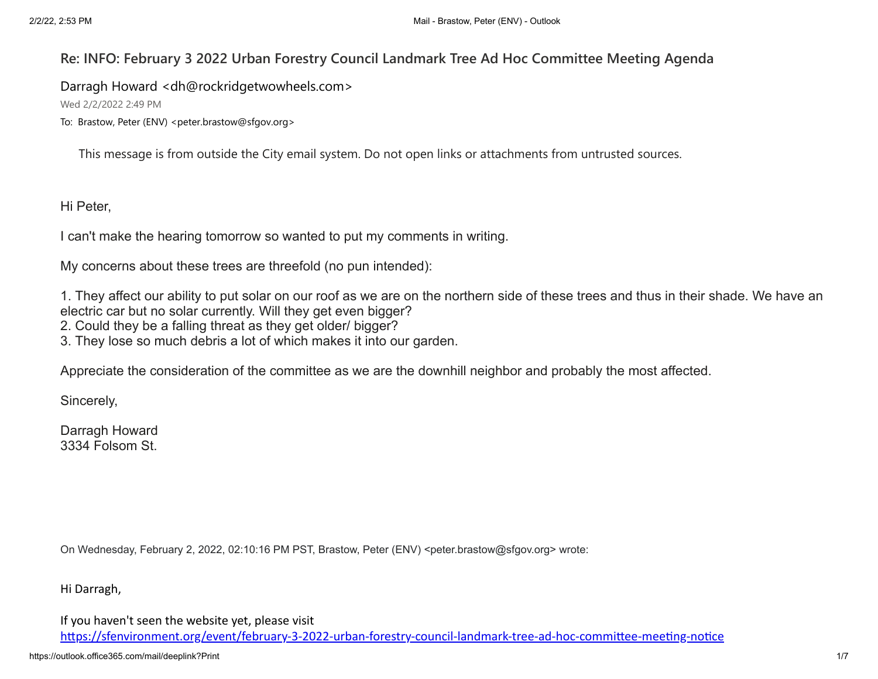# Re: INFO: February 3 2022 Urban Forestry Council Landmark Tree Ad Hoc Committee Meeting Agenda

Darragh Howard <dh@rockridgetwowheels.com>

Wed 2/2/2022 2:49 PM

To: Brastow, Peter (ENV) <peter.brastow@sfgov.org>

This message is from outside the City email system. Do not open links or attachments from untrusted sources.

Hi Peter,

I can't make the hearing tomorrow so wanted to put my comments in writing.

My concerns about these trees are threefold (no pun intended):

1. They affect our ability to put solar on our roof as we are on the northern side of these trees and thus in their shade. We have an electric car but no solar currently. Will they get even bigger?
2. Could they be a falling threat as they get older/ bigger?
3. They lose so much debris a lot of which makes it into our garden.

Appreciate the consideration of the committee as we are the downhill neighbor and probably the most affected.

Sincerely,

Darragh Howard
3334 Folsom St.

On Wednesday, February 2, 2022, 02:10:16 PM PST, Brastow, Peter (ENV) <peter.brastow@sfgov.org> wrote:

Hi Darragh,

If you haven't seen the website yet, please visit
https://sfenvironment.org/event/february-3-2022-urban-forestry-council-landmark-tree-ad-hoc-committee-meeting-notice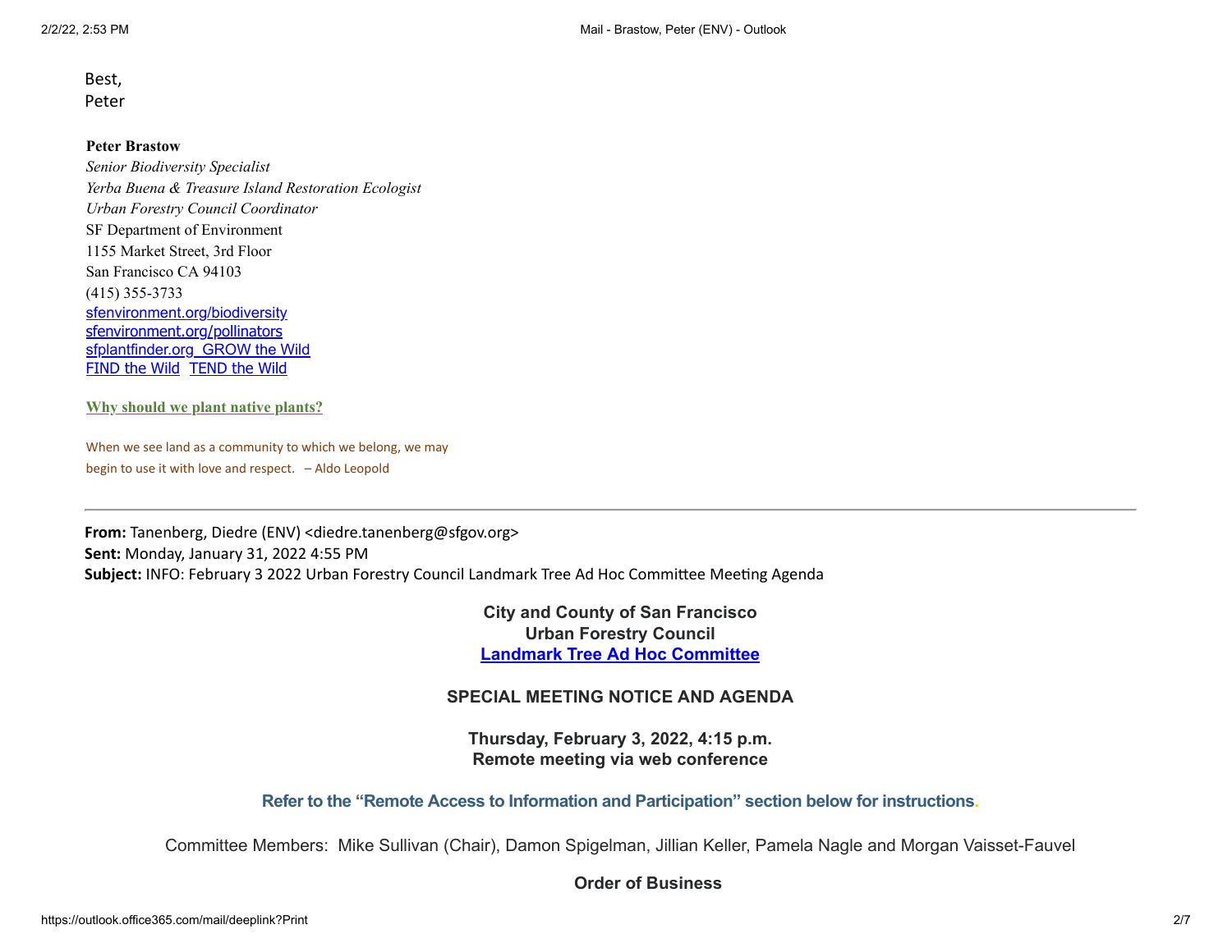Best,
Peter

**Peter Brastow**
*Senior Biodiversity Specialist*
*Yerba Buena & Treasure Island Restoration Ecologist*
*Urban Forestry Council Coordinator*
SF Department of Environment
1155 Market Street, 3rd Floor
San Francisco CA 94103
(415) 355-3733
sfenvironment.org/biodiversity
sfenvironment.org/pollinators
sfplantfinder.org GROW the Wild
FIND the Wild TEND the Wild

**Why should we plant native plants?**

When we see land as a community to which we belong, we may begin to use it with love and respect. – Aldo Leopold

---

**From:** Tanenberg, Diedre (ENV) <diedre.tanenberg@sfgov.org>
**Sent:** Monday, January 31, 2022 4:55 PM
**Subject:** INFO: February 3 2022 Urban Forestry Council Landmark Tree Ad Hoc Committee Meeting Agenda

**City and County of San Francisco**
**Urban Forestry Council**
**Landmark Tree Ad Hoc Committee**

**SPECIAL MEETING NOTICE AND AGENDA**

**Thursday, February 3, 2022, 4:15 p.m.**
**Remote meeting via web conference**

**Refer to the "Remote Access to Information and Participation" section below for instructions.**

Committee Members: Mike Sullivan (Chair), Damon Spigelman, Jillian Keller, Pamela Nagle and Morgan Vaisset-Fauvel

**Order of Business**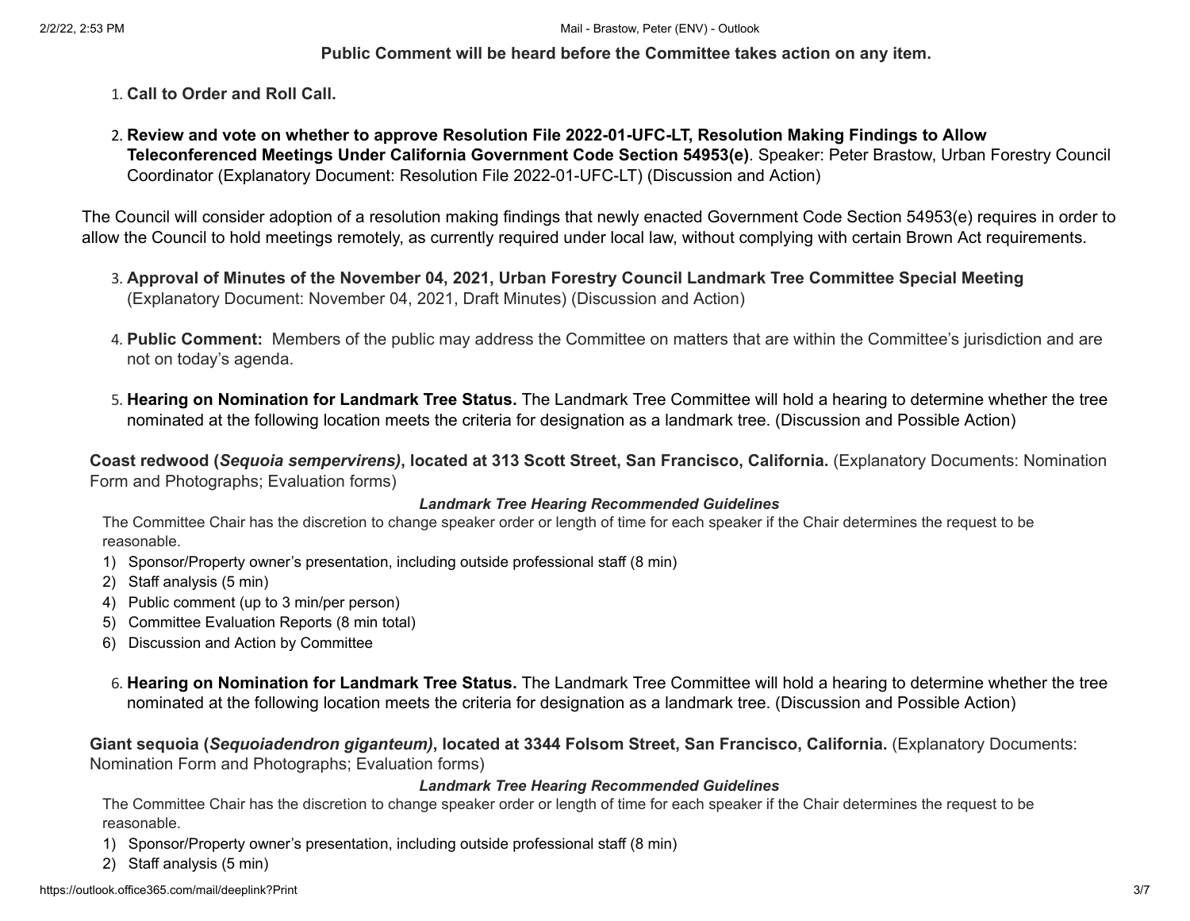**Public Comment will be heard before the Committee takes action on any item.**

1. **Call to Order and Roll Call.**

2. **Review and vote on whether to approve Resolution File 2022-01-UFC-LT, Resolution Making Findings to Allow Teleconferenced Meetings Under California Government Code Section 54953(e)**. Speaker: Peter Brastow, Urban Forestry Council Coordinator (Explanatory Document: Resolution File 2022-01-UFC-LT) (Discussion and Action)

The Council will consider adoption of a resolution making findings that newly enacted Government Code Section 54953(e) requires in order to allow the Council to hold meetings remotely, as currently required under local law, without complying with certain Brown Act requirements.

3. **Approval of Minutes of the November 04, 2021, Urban Forestry Council Landmark Tree Committee Special Meeting** (Explanatory Document: November 04, 2021, Draft Minutes) (Discussion and Action)

4. **Public Comment:** Members of the public may address the Committee on matters that are within the Committee's jurisdiction and are not on today's agenda.

5. **Hearing on Nomination for Landmark Tree Status.** The Landmark Tree Committee will hold a hearing to determine whether the tree nominated at the following location meets the criteria for designation as a landmark tree. (Discussion and Possible Action)

**Coast redwood (*Sequoia sempervirens)*, located at 313 Scott Street, San Francisco, California.** (Explanatory Documents: Nomination Form and Photographs; Evaluation forms)

***Landmark Tree Hearing Recommended Guidelines***

The Committee Chair has the discretion to change speaker order or length of time for each speaker if the Chair determines the request to be reasonable.

1) Sponsor/Property owner's presentation, including outside professional staff (8 min)
2) Staff analysis (5 min)
4) Public comment (up to 3 min/per person)
5) Committee Evaluation Reports (8 min total)
6) Discussion and Action by Committee

6. **Hearing on Nomination for Landmark Tree Status.** The Landmark Tree Committee will hold a hearing to determine whether the tree nominated at the following location meets the criteria for designation as a landmark tree. (Discussion and Possible Action)

**Giant sequoia (*Sequoiadendron giganteum)*, located at 3344 Folsom Street, San Francisco, California.** (Explanatory Documents: Nomination Form and Photographs; Evaluation forms)

***Landmark Tree Hearing Recommended Guidelines***

The Committee Chair has the discretion to change speaker order or length of time for each speaker if the Chair determines the request to be reasonable.

1) Sponsor/Property owner's presentation, including outside professional staff (8 min)
2) Staff analysis (5 min)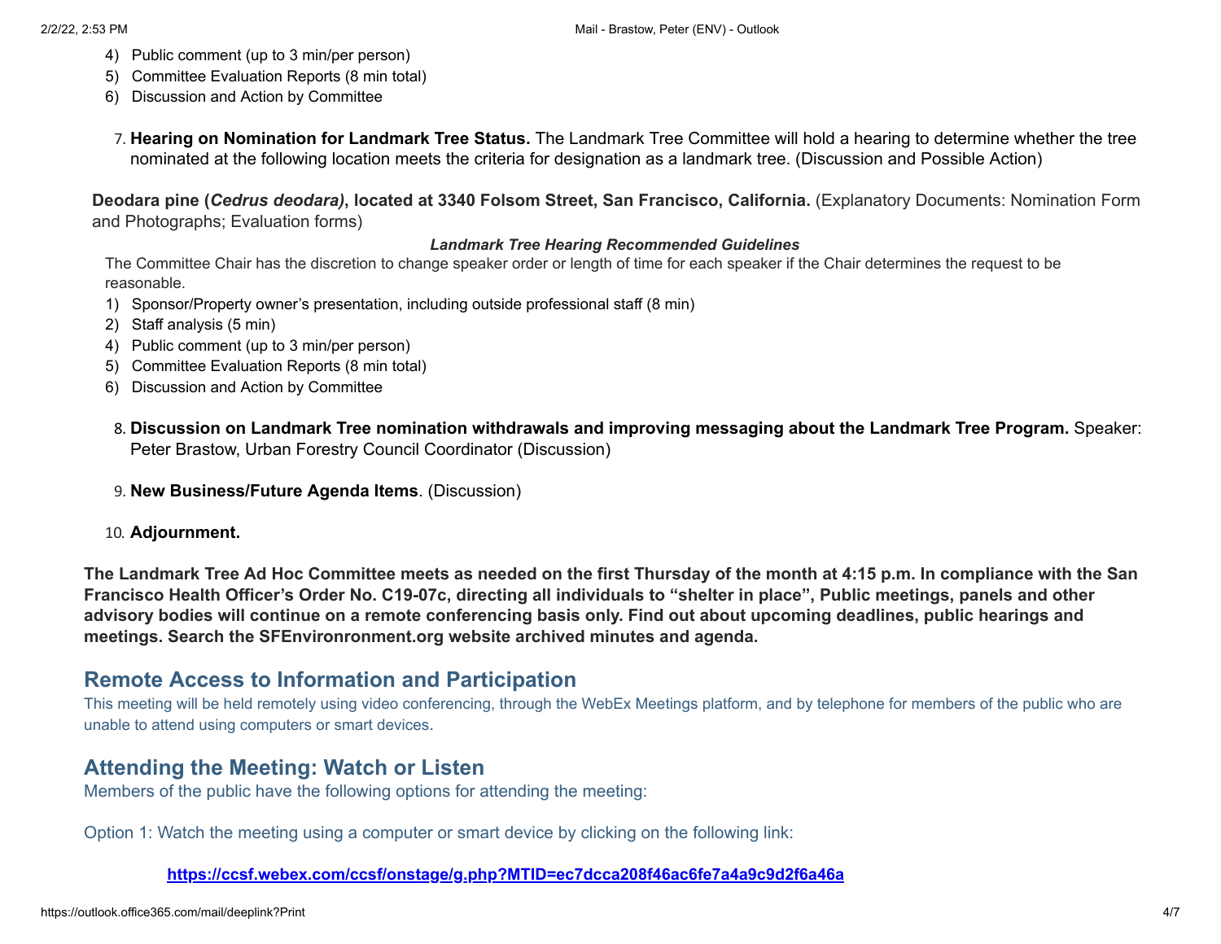4) Public comment (up to 3 min/per person)
5) Committee Evaluation Reports (8 min total)
6) Discussion and Action by Committee

7. **Hearing on Nomination for Landmark Tree Status.** The Landmark Tree Committee will hold a hearing to determine whether the tree nominated at the following location meets the criteria for designation as a landmark tree. (Discussion and Possible Action)

**Deodara pine (*Cedrus deodara*), located at 3340 Folsom Street, San Francisco, California.** (Explanatory Documents: Nomination Form and Photographs; Evaluation forms)

***Landmark Tree Hearing Recommended Guidelines***

The Committee Chair has the discretion to change speaker order or length of time for each speaker if the Chair determines the request to be reasonable.

1) Sponsor/Property owner's presentation, including outside professional staff (8 min)
2) Staff analysis (5 min)
4) Public comment (up to 3 min/per person)
5) Committee Evaluation Reports (8 min total)
6) Discussion and Action by Committee

8. **Discussion on Landmark Tree nomination withdrawals and improving messaging about the Landmark Tree Program.** Speaker: Peter Brastow, Urban Forestry Council Coordinator (Discussion)

9. **New Business/Future Agenda Items**. (Discussion)

10. **Adjournment.**

**The Landmark Tree Ad Hoc Committee meets as needed on the first Thursday of the month at 4:15 p.m. In compliance with the San Francisco Health Officer's Order No. C19-07c, directing all individuals to "shelter in place", Public meetings, panels and other advisory bodies will continue on a remote conferencing basis only. Find out about upcoming deadlines, public hearings and meetings. Search the SFEnvironronment.org website archived minutes and agenda.**

## Remote Access to Information and Participation

This meeting will be held remotely using video conferencing, through the WebEx Meetings platform, and by telephone for members of the public who are unable to attend using computers or smart devices.

## Attending the Meeting: Watch or Listen

Members of the public have the following options for attending the meeting:

Option 1: Watch the meeting using a computer or smart device by clicking on the following link:

**https://ccsf.webex.com/ccsf/onstage/g.php?MTID=ec7dcca208f46ac6fe7a4a9c9d2f6a46a**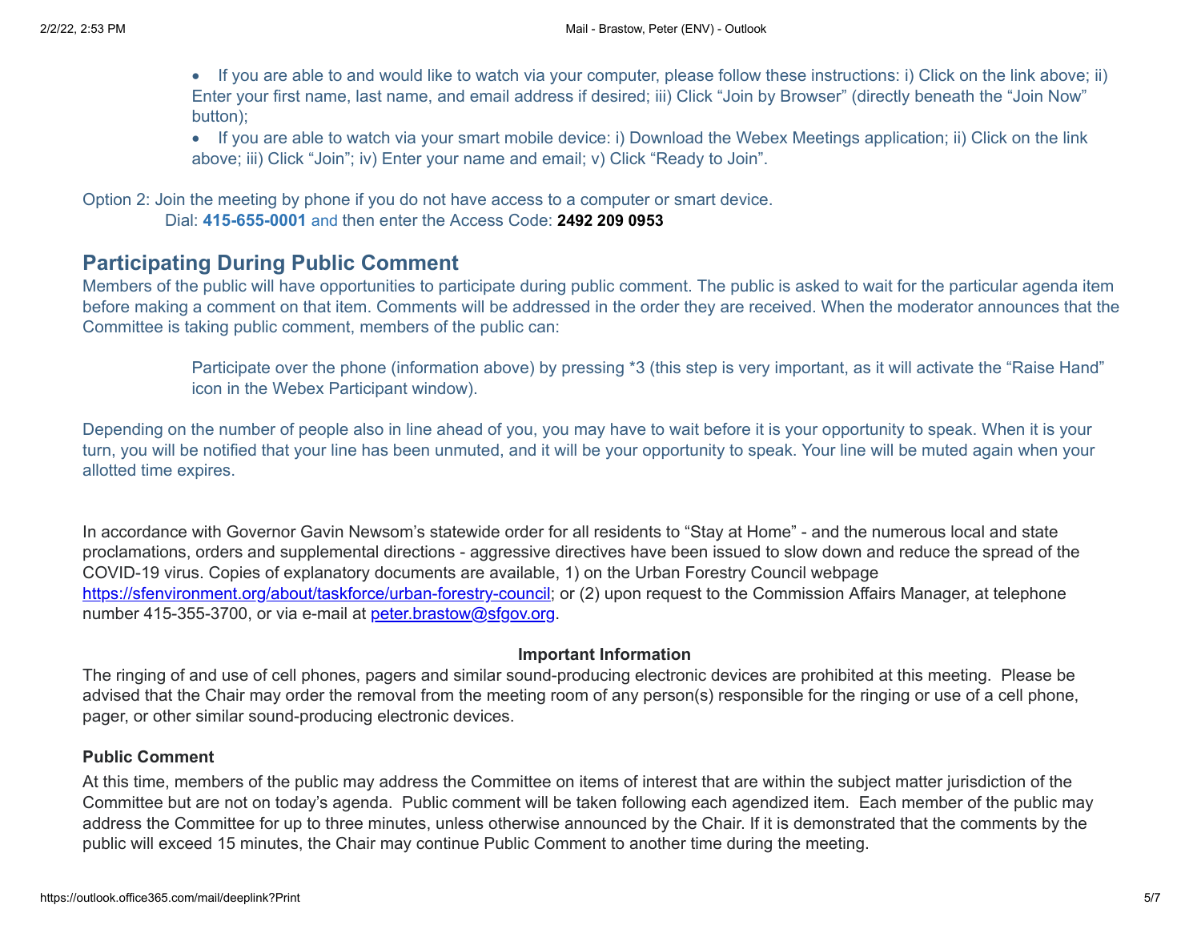- If you are able to and would like to watch via your computer, please follow these instructions: i) Click on the link above; ii) Enter your first name, last name, and email address if desired; iii) Click "Join by Browser" (directly beneath the "Join Now" button);
- If you are able to watch via your smart mobile device: i) Download the Webex Meetings application; ii) Click on the link above; iii) Click "Join"; iv) Enter your name and email; v) Click "Ready to Join".

Option 2: Join the meeting by phone if you do not have access to a computer or smart device.
Dial: **415-655-0001** and then enter the Access Code: **2492 209 0953**

## Participating During Public Comment

Members of the public will have opportunities to participate during public comment. The public is asked to wait for the particular agenda item before making a comment on that item. Comments will be addressed in the order they are received. When the moderator announces that the Committee is taking public comment, members of the public can:

> Participate over the phone (information above) by pressing *3 (this step is very important, as it will activate the "Raise Hand" icon in the Webex Participant window).

Depending on the number of people also in line ahead of you, you may have to wait before it is your opportunity to speak. When it is your turn, you will be notified that your line has been unmuted, and it will be your opportunity to speak. Your line will be muted again when your allotted time expires.

In accordance with Governor Gavin Newsom's statewide order for all residents to "Stay at Home" - and the numerous local and state proclamations, orders and supplemental directions - aggressive directives have been issued to slow down and reduce the spread of the COVID-19 virus. Copies of explanatory documents are available, 1) on the Urban Forestry Council webpage https://sfenvironment.org/about/taskforce/urban-forestry-council; or (2) upon request to the Commission Affairs Manager, at telephone number 415-355-3700, or via e-mail at peter.brastow@sfgov.org.

**Important Information**

The ringing of and use of cell phones, pagers and similar sound-producing electronic devices are prohibited at this meeting. Please be advised that the Chair may order the removal from the meeting room of any person(s) responsible for the ringing or use of a cell phone, pager, or other similar sound-producing electronic devices.

**Public Comment**

At this time, members of the public may address the Committee on items of interest that are within the subject matter jurisdiction of the Committee but are not on today's agenda. Public comment will be taken following each agendized item. Each member of the public may address the Committee for up to three minutes, unless otherwise announced by the Chair. If it is demonstrated that the comments by the public will exceed 15 minutes, the Chair may continue Public Comment to another time during the meeting.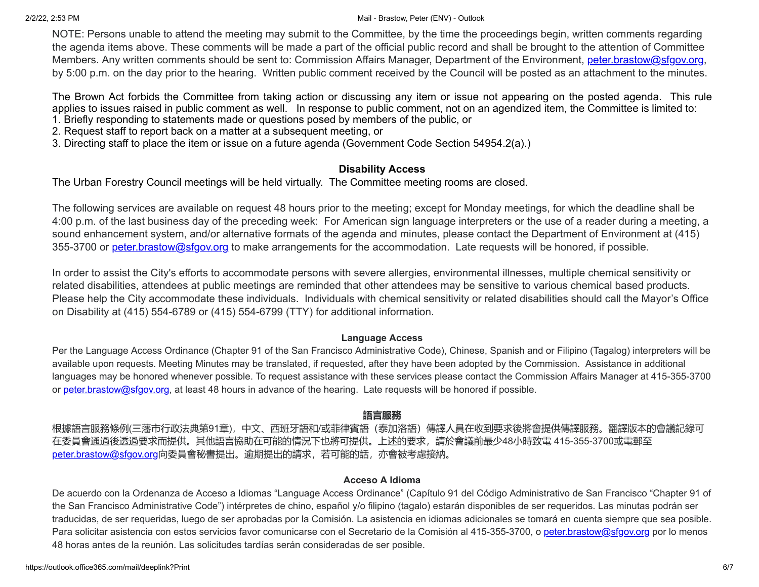NOTE: Persons unable to attend the meeting may submit to the Committee, by the time the proceedings begin, written comments regarding the agenda items above. These comments will be made a part of the official public record and shall be brought to the attention of Committee Members. Any written comments should be sent to: Commission Affairs Manager, Department of the Environment, peter.brastow@sfgov.org, by 5:00 p.m. on the day prior to the hearing. Written public comment received by the Council will be posted as an attachment to the minutes.

The Brown Act forbids the Committee from taking action or discussing any item or issue not appearing on the posted agenda. This rule applies to issues raised in public comment as well. In response to public comment, not on an agendized item, the Committee is limited to:
1. Briefly responding to statements made or questions posed by members of the public, or
2. Request staff to report back on a matter at a subsequent meeting, or
3. Directing staff to place the item or issue on a future agenda (Government Code Section 54954.2(a).)

**Disability Access**

The Urban Forestry Council meetings will be held virtually. The Committee meeting rooms are closed.

The following services are available on request 48 hours prior to the meeting; except for Monday meetings, for which the deadline shall be 4:00 p.m. of the last business day of the preceding week: For American sign language interpreters or the use of a reader during a meeting, a sound enhancement system, and/or alternative formats of the agenda and minutes, please contact the Department of Environment at (415) 355-3700 or peter.brastow@sfgov.org to make arrangements for the accommodation. Late requests will be honored, if possible.

In order to assist the City's efforts to accommodate persons with severe allergies, environmental illnesses, multiple chemical sensitivity or related disabilities, attendees at public meetings are reminded that other attendees may be sensitive to various chemical based products. Please help the City accommodate these individuals. Individuals with chemical sensitivity or related disabilities should call the Mayor's Office on Disability at (415) 554-6789 or (415) 554-6799 (TTY) for additional information.

**Language Access**

Per the Language Access Ordinance (Chapter 91 of the San Francisco Administrative Code), Chinese, Spanish and or Filipino (Tagalog) interpreters will be available upon requests. Meeting Minutes may be translated, if requested, after they have been adopted by the Commission. Assistance in additional languages may be honored whenever possible. To request assistance with these services please contact the Commission Affairs Manager at 415-355-3700 or peter.brastow@sfgov.org, at least 48 hours in advance of the hearing. Late requests will be honored if possible.

**語言服務**

根據語言服務條例(三藩市行政法典第91章)，中文、西班牙語和/或菲律賓語（泰加洛語）傳譯人員在收到要求後將會提供傳譯服務。翻譯版本的會議記錄可在委員會通過後透過要求而提供。其他語言協助在可能的情況下也將可提供。上述的要求，請於會議前最少48小時致電 415-355-3700或電郵至 peter.brastow@sfgov.org向委員會秘書提出。逾期提出的請求，若可能的話，亦會被考慮接納。

**Acceso A Idioma**

De acuerdo con la Ordenanza de Acceso a Idiomas "Language Access Ordinance" (Capítulo 91 del Código Administrativo de San Francisco "Chapter 91 of the San Francisco Administrative Code") intérpretes de chino, español y/o filipino (tagalo) estarán disponibles de ser requeridos. Las minutas podrán ser traducidas, de ser requeridas, luego de ser aprobadas por la Comisión. La asistencia en idiomas adicionales se tomará en cuenta siempre que sea posible. Para solicitar asistencia con estos servicios favor comunicarse con el Secretario de la Comisión al 415-355-3700, o peter.brastow@sfgov.org por lo menos 48 horas antes de la reunión. Las solicitudes tardías serán consideradas de ser posible.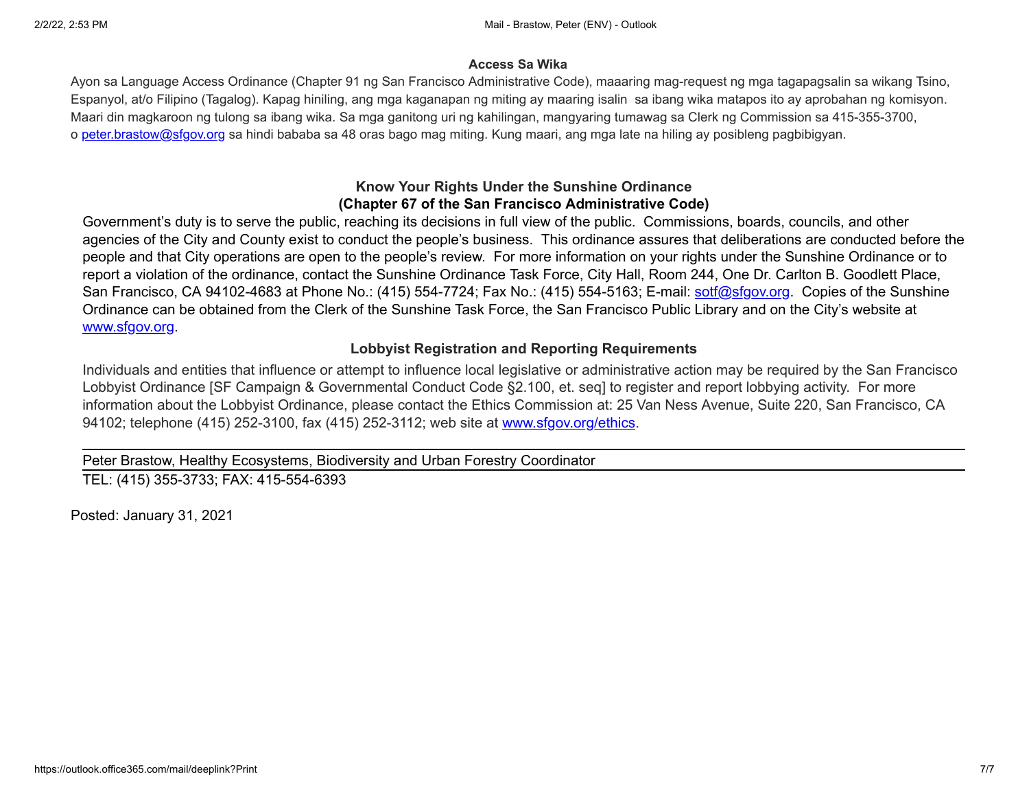**Access Sa Wika**

Ayon sa Language Access Ordinance (Chapter 91 ng San Francisco Administrative Code), maaaring mag-request ng mga tagapagsalin sa wikang Tsino, Espanyol, at/o Filipino (Tagalog). Kapag hiniling, ang mga kaganapan ng miting ay maaring isalin sa ibang wika matapos ito ay aprobahan ng komisyon. Maari din magkaroon ng tulong sa ibang wika. Sa mga ganitong uri ng kahilingan, mangyaring tumawag sa Clerk ng Commission sa 415-355-3700, o peter.brastow@sfgov.org sa hindi bababa sa 48 oras bago mag miting. Kung maari, ang mga late na hiling ay posibleng pagbibigyan.

**Know Your Rights Under the Sunshine Ordinance**
**(Chapter 67 of the San Francisco Administrative Code)**

Government's duty is to serve the public, reaching its decisions in full view of the public. Commissions, boards, councils, and other agencies of the City and County exist to conduct the people's business. This ordinance assures that deliberations are conducted before the people and that City operations are open to the people's review. For more information on your rights under the Sunshine Ordinance or to report a violation of the ordinance, contact the Sunshine Ordinance Task Force, City Hall, Room 244, One Dr. Carlton B. Goodlett Place, San Francisco, CA 94102-4683 at Phone No.: (415) 554-7724; Fax No.: (415) 554-5163; E-mail: sotf@sfgov.org. Copies of the Sunshine Ordinance can be obtained from the Clerk of the Sunshine Task Force, the San Francisco Public Library and on the City's website at www.sfgov.org.

**Lobbyist Registration and Reporting Requirements**

Individuals and entities that influence or attempt to influence local legislative or administrative action may be required by the San Francisco Lobbyist Ordinance [SF Campaign & Governmental Conduct Code §2.100, et. seq] to register and report lobbying activity. For more information about the Lobbyist Ordinance, please contact the Ethics Commission at: 25 Van Ness Avenue, Suite 220, San Francisco, CA 94102; telephone (415) 252-3100, fax (415) 252-3112; web site at www.sfgov.org/ethics.

---

Peter Brastow, Healthy Ecosystems, Biodiversity and Urban Forestry Coordinator

TEL: (415) 355-3733; FAX: 415-554-6393

Posted: January 31, 2021